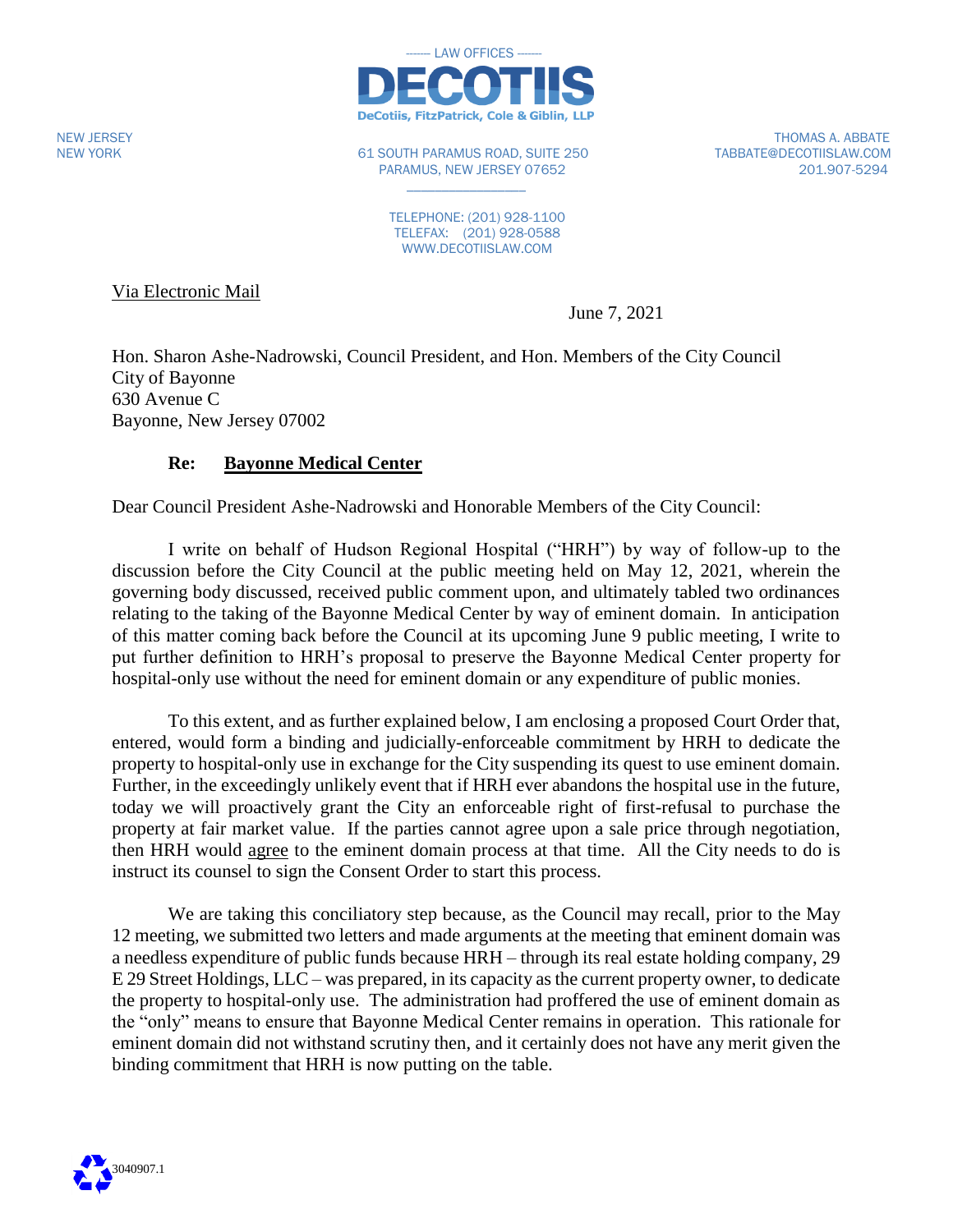------- LAW OFFICES -------

**DECOTIIS**

DeCotiis, FitzPatrick, Cole & Giblin, LLP

NEW JERSEY
NEW YORK

61 SOUTH PARAMUS ROAD, SUITE 250
PARAMUS, NEW JERSEY 07652

TELEPHONE: (201) 928-1100
TELEFAX: (201) 928-0588
WWW.DECOTIISLAW.COM

THOMAS A. ABBATE
TABBATE@DECOTIISLAW.COM
201.907-5294

Via Electronic Mail

June 7, 2021

Hon. Sharon Ashe-Nadrowski, Council President, and Hon. Members of the City Council
City of Bayonne
630 Avenue C
Bayonne, New Jersey 07002

**Re: Bayonne Medical Center**

Dear Council President Ashe-Nadrowski and Honorable Members of the City Council:

I write on behalf of Hudson Regional Hospital ("HRH") by way of follow-up to the discussion before the City Council at the public meeting held on May 12, 2021, wherein the governing body discussed, received public comment upon, and ultimately tabled two ordinances relating to the taking of the Bayonne Medical Center by way of eminent domain. In anticipation of this matter coming back before the Council at its upcoming June 9 public meeting, I write to put further definition to HRH's proposal to preserve the Bayonne Medical Center property for hospital-only use without the need for eminent domain or any expenditure of public monies.

To this extent, and as further explained below, I am enclosing a proposed Court Order that, entered, would form a binding and judicially-enforceable commitment by HRH to dedicate the property to hospital-only use in exchange for the City suspending its quest to use eminent domain. Further, in the exceedingly unlikely event that if HRH ever abandons the hospital use in the future, today we will proactively grant the City an enforceable right of first-refusal to purchase the property at fair market value. If the parties cannot agree upon a sale price through negotiation, then HRH would agree to the eminent domain process at that time. All the City needs to do is instruct its counsel to sign the Consent Order to start this process.

We are taking this conciliatory step because, as the Council may recall, prior to the May 12 meeting, we submitted two letters and made arguments at the meeting that eminent domain was a needless expenditure of public funds because HRH – through its real estate holding company, 29 E 29 Street Holdings, LLC – was prepared, in its capacity as the current property owner, to dedicate the property to hospital-only use. The administration had proffered the use of eminent domain as the "only" means to ensure that Bayonne Medical Center remains in operation. This rationale for eminent domain did not withstand scrutiny then, and it certainly does not have any merit given the binding commitment that HRH is now putting on the table.

3040907.1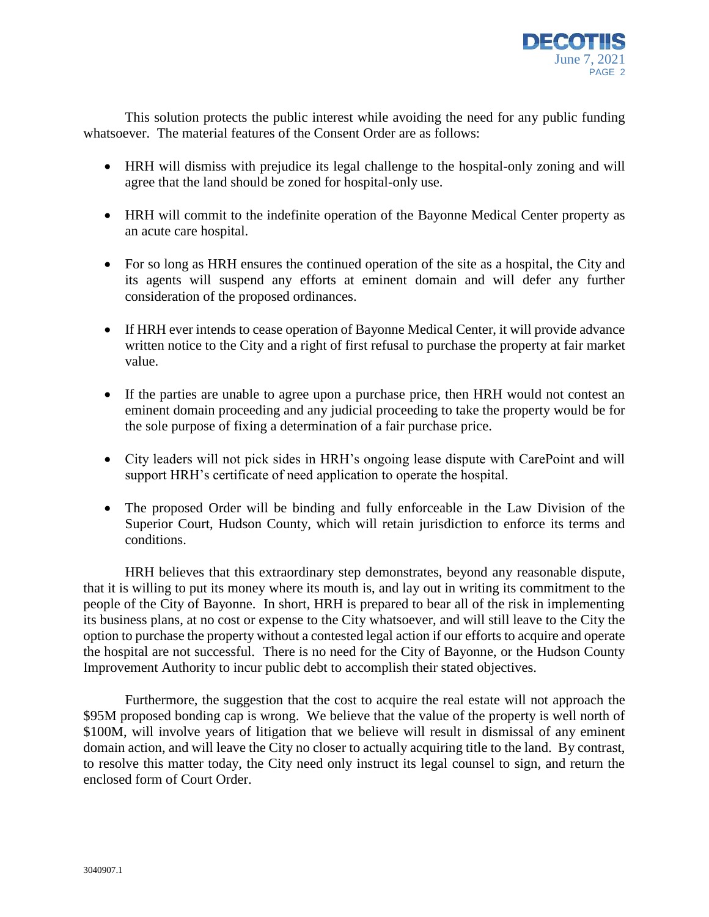This solution protects the public interest while avoiding the need for any public funding whatsoever. The material features of the Consent Order are as follows:

- HRH will dismiss with prejudice its legal challenge to the hospital-only zoning and will agree that the land should be zoned for hospital-only use.

- HRH will commit to the indefinite operation of the Bayonne Medical Center property as an acute care hospital.

- For so long as HRH ensures the continued operation of the site as a hospital, the City and its agents will suspend any efforts at eminent domain and will defer any further consideration of the proposed ordinances.

- If HRH ever intends to cease operation of Bayonne Medical Center, it will provide advance written notice to the City and a right of first refusal to purchase the property at fair market value.

- If the parties are unable to agree upon a purchase price, then HRH would not contest an eminent domain proceeding and any judicial proceeding to take the property would be for the sole purpose of fixing a determination of a fair purchase price.

- City leaders will not pick sides in HRH's ongoing lease dispute with CarePoint and will support HRH's certificate of need application to operate the hospital.

- The proposed Order will be binding and fully enforceable in the Law Division of the Superior Court, Hudson County, which will retain jurisdiction to enforce its terms and conditions.

HRH believes that this extraordinary step demonstrates, beyond any reasonable dispute, that it is willing to put its money where its mouth is, and lay out in writing its commitment to the people of the City of Bayonne. In short, HRH is prepared to bear all of the risk in implementing its business plans, at no cost or expense to the City whatsoever, and will still leave to the City the option to purchase the property without a contested legal action if our efforts to acquire and operate the hospital are not successful. There is no need for the City of Bayonne, or the Hudson County Improvement Authority to incur public debt to accomplish their stated objectives.

Furthermore, the suggestion that the cost to acquire the real estate will not approach the $95M proposed bonding cap is wrong. We believe that the value of the property is well north of $100M, will involve years of litigation that we believe will result in dismissal of any eminent domain action, and will leave the City no closer to actually acquiring title to the land. By contrast, to resolve this matter today, the City need only instruct its legal counsel to sign, and return the enclosed form of Court Order.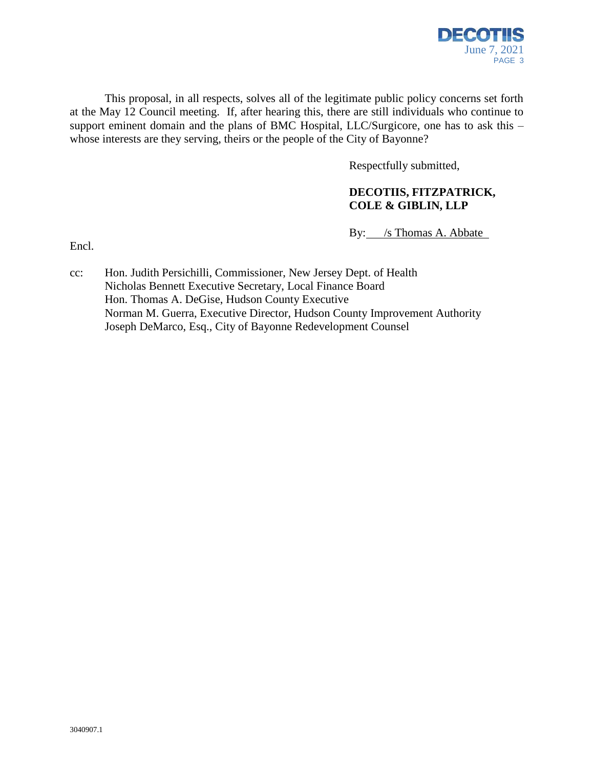This proposal, in all respects, solves all of the legitimate public policy concerns set forth at the May 12 Council meeting. If, after hearing this, there are still individuals who continue to support eminent domain and the plans of BMC Hospital, LLC/Surgicore, one has to ask this – whose interests are they serving, theirs or the people of the City of Bayonne?

Respectfully submitted,

**DECOTIIS, FITZPATRICK, COLE & GIBLIN, LLP**

By: /s Thomas A. Abbate

Encl.

cc: Hon. Judith Persichilli, Commissioner, New Jersey Dept. of Health
Nicholas Bennett Executive Secretary, Local Finance Board
Hon. Thomas A. DeGise, Hudson County Executive
Norman M. Guerra, Executive Director, Hudson County Improvement Authority
Joseph DeMarco, Esq., City of Bayonne Redevelopment Counsel

3040907.1